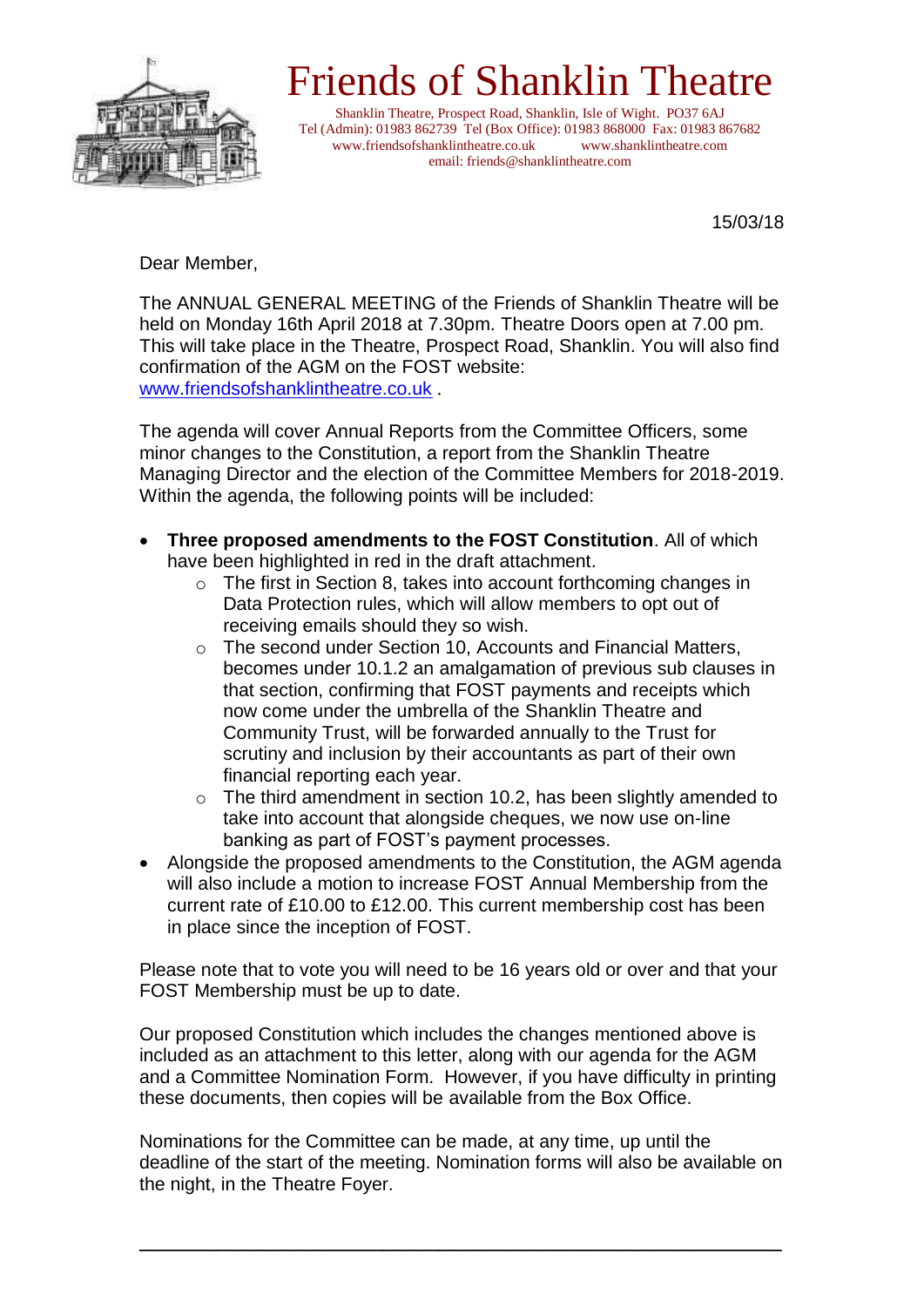# Friends of Shanklin Theatre

Shanklin Theatre, Prospect Road, Shanklin, Isle of Wight. PO37 6AJ
Tel (Admin): 01983 862739 Tel (Box Office): 01983 868000 Fax: 01983 867682
www.friendsofshanklintheatre.co.uk www.shanklintheatre.com
email: friends@shanklintheatre.com

15/03/18

Dear Member,

The ANNUAL GENERAL MEETING of the Friends of Shanklin Theatre will be held on Monday 16th April 2018 at 7.30pm. Theatre Doors open at 7.00 pm. This will take place in the Theatre, Prospect Road, Shanklin. You will also find confirmation of the AGM on the FOST website: www.friendsofshanklintheatre.co.uk .

The agenda will cover Annual Reports from the Committee Officers, some minor changes to the Constitution, a report from the Shanklin Theatre Managing Director and the election of the Committee Members for 2018-2019. Within the agenda, the following points will be included:

- **Three proposed amendments to the FOST Constitution**. All of which have been highlighted in red in the draft attachment.
  - The first in Section 8, takes into account forthcoming changes in Data Protection rules, which will allow members to opt out of receiving emails should they so wish.
  - The second under Section 10, Accounts and Financial Matters, becomes under 10.1.2 an amalgamation of previous sub clauses in that section, confirming that FOST payments and receipts which now come under the umbrella of the Shanklin Theatre and Community Trust, will be forwarded annually to the Trust for scrutiny and inclusion by their accountants as part of their own financial reporting each year.
  - The third amendment in section 10.2, has been slightly amended to take into account that alongside cheques, we now use on-line banking as part of FOST's payment processes.
- Alongside the proposed amendments to the Constitution, the AGM agenda will also include a motion to increase FOST Annual Membership from the current rate of £10.00 to £12.00. This current membership cost has been in place since the inception of FOST.

Please note that to vote you will need to be 16 years old or over and that your FOST Membership must be up to date.

Our proposed Constitution which includes the changes mentioned above is included as an attachment to this letter, along with our agenda for the AGM and a Committee Nomination Form. However, if you have difficulty in printing these documents, then copies will be available from the Box Office.

Nominations for the Committee can be made, at any time, up until the deadline of the start of the meeting. Nomination forms will also be available on the night, in the Theatre Foyer.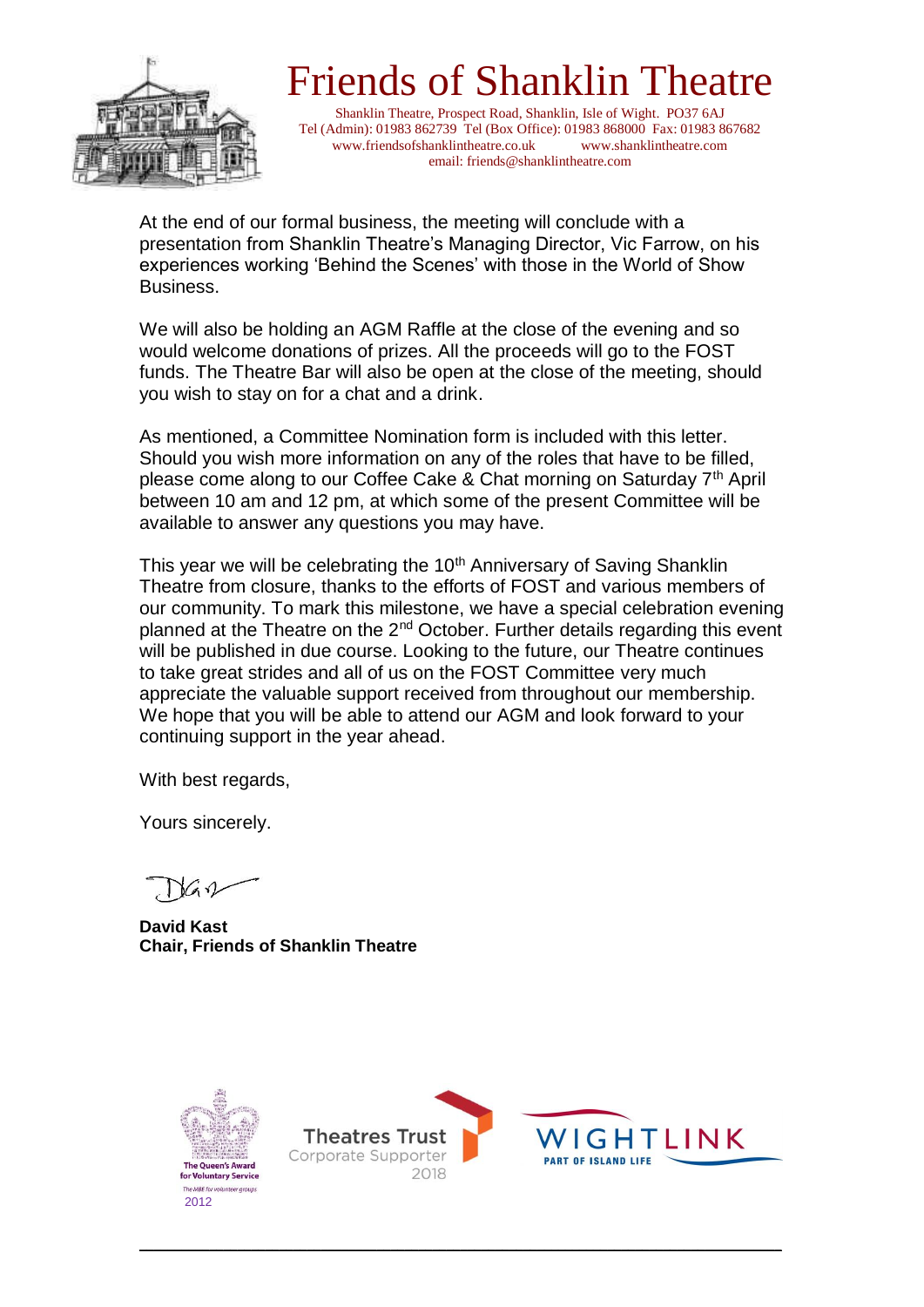# Friends of Shanklin Theatre

Shanklin Theatre, Prospect Road, Shanklin, Isle of Wight. PO37 6AJ
Tel (Admin): 01983 862739 Tel (Box Office): 01983 868000 Fax: 01983 867682
www.friendsofshanklintheatre.co.uk www.shanklintheatre.com
email: friends@shanklintheatre.com

At the end of our formal business, the meeting will conclude with a presentation from Shanklin Theatre's Managing Director, Vic Farrow, on his experiences working 'Behind the Scenes' with those in the World of Show Business.

We will also be holding an AGM Raffle at the close of the evening and so would welcome donations of prizes. All the proceeds will go to the FOST funds. The Theatre Bar will also be open at the close of the meeting, should you wish to stay on for a chat and a drink.

As mentioned, a Committee Nomination form is included with this letter. Should you wish more information on any of the roles that have to be filled, please come along to our Coffee Cake & Chat morning on Saturday 7th April between 10 am and 12 pm, at which some of the present Committee will be available to answer any questions you may have.

This year we will be celebrating the 10th Anniversary of Saving Shanklin Theatre from closure, thanks to the efforts of FOST and various members of our community. To mark this milestone, we have a special celebration evening planned at the Theatre on the 2nd October. Further details regarding this event will be published in due course. Looking to the future, our Theatre continues to take great strides and all of us on the FOST Committee very much appreciate the valuable support received from throughout our membership. We hope that you will be able to attend our AGM and look forward to your continuing support in the year ahead.

With best regards,

Yours sincerely.

**David Kast**
**Chair, Friends of Shanklin Theatre**

The Queen's Award for Voluntary Service
The MBE for volunteer groups
2012

Theatres Trust
Corporate Supporter
2018

WIGHTLINK
PART OF ISLAND LIFE